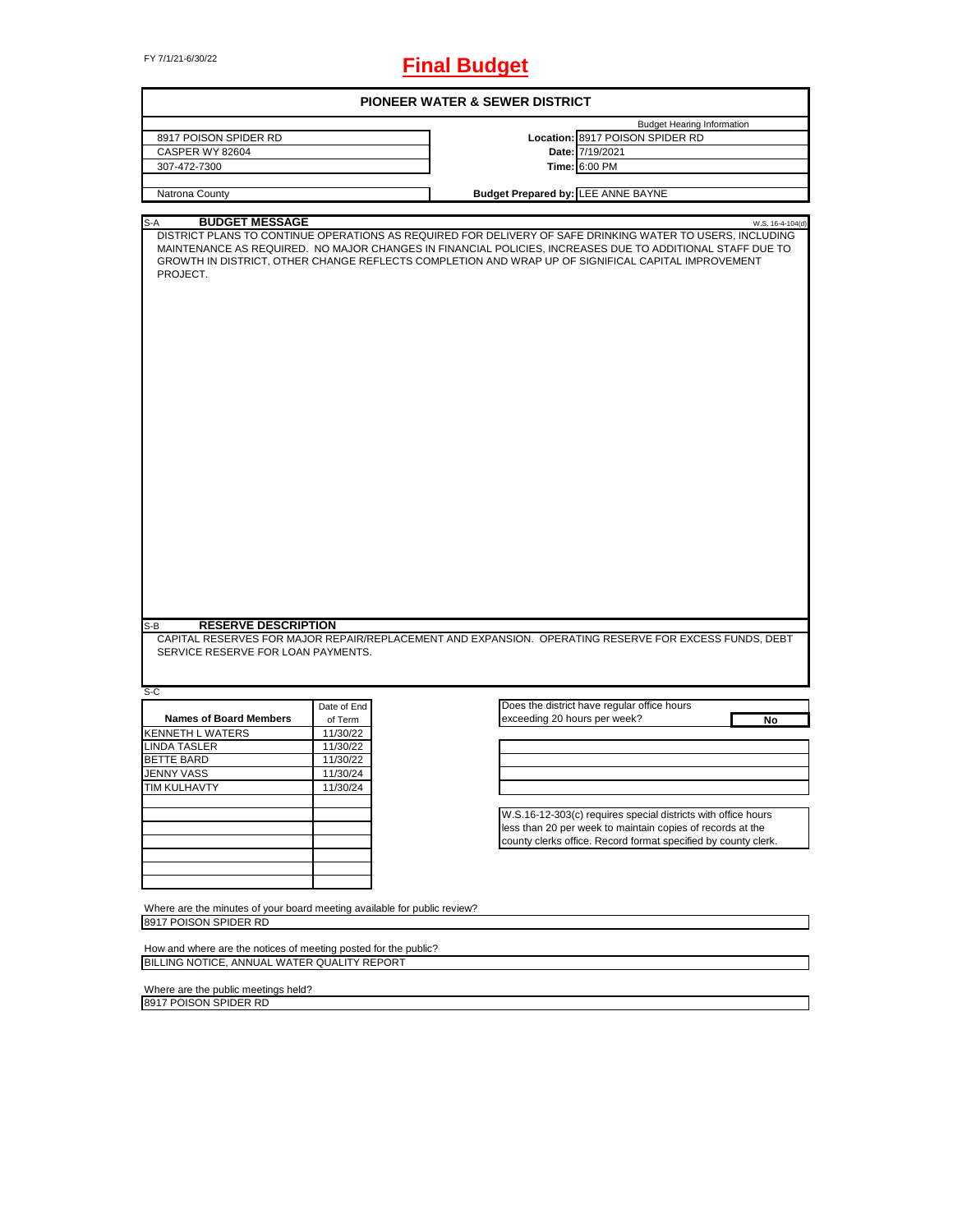FY 7/1/21-6/30/22

# Final Budget

## PIONEER WATER & SEWER DISTRICT

| | | |
|---|---|---|
| | | Budget Hearing Information |
| 8917 POISON SPIDER RD | **Location:** | 8917 POISON SPIDER RD |
| CASPER WY 82604 | **Date:** | 7/19/2021 |
| 307-472-7300 | **Time:** | 6:00 PM |
| Natrona County | **Budget Prepared by:** | LEE ANNE BAYNE |

### S-A BUDGET MESSAGE

W.S. 16-4-104(d)

DISTRICT PLANS TO CONTINUE OPERATIONS AS REQUIRED FOR DELIVERY OF SAFE DRINKING WATER TO USERS, INCLUDING MAINTENANCE AS REQUIRED. NO MAJOR CHANGES IN FINANCIAL POLICIES, INCREASES DUE TO ADDITIONAL STAFF DUE TO GROWTH IN DISTRICT, OTHER CHANGE REFLECTS COMPLETION AND WRAP UP OF SIGNIFICAL CAPITAL IMPROVEMENT PROJECT.

### S-B RESERVE DESCRIPTION

CAPITAL RESERVES FOR MAJOR REPAIR/REPLACEMENT AND EXPANSION. OPERATING RESERVE FOR EXCESS FUNDS, DEBT SERVICE RESERVE FOR LOAN PAYMENTS.

### S-C

| Names of Board Members | Date of End of Term |
|---|---|
| KENNETH L WATERS | 11/30/22 |
| LINDA TASLER | 11/30/22 |
| BETTE BARD | 11/30/22 |
| JENNY VASS | 11/30/24 |
| TIM KULHAVTY | 11/30/24 |

Does the district have regular office hours exceeding 20 hours per week? **No**

W.S.16-12-303(c) requires special districts with office hours less than 20 per week to maintain copies of records at the county clerks office. Record format specified by county clerk.

Where are the minutes of your board meeting available for public review?
8917 POISON SPIDER RD

How and where are the notices of meeting posted for the public?
BILLING NOTICE, ANNUAL WATER QUALITY REPORT

Where are the public meetings held?
8917 POISON SPIDER RD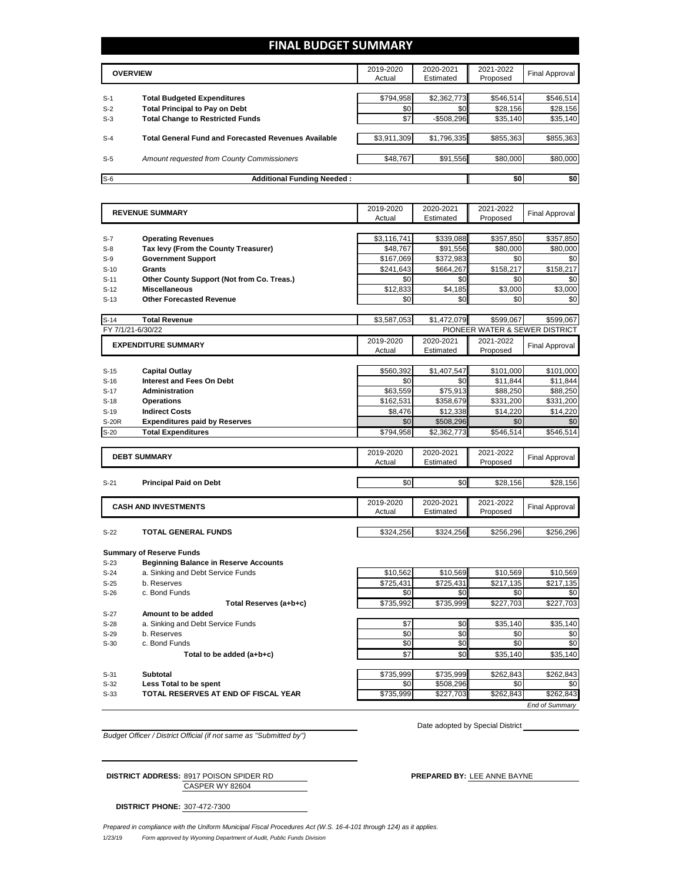# FINAL BUDGET SUMMARY

| | OVERVIEW | 2019-2020 Actual | 2020-2021 Estimated | 2021-2022 Proposed | Final Approval |
|---|---|---|---|---|---|
| S-1 | **Total Budgeted Expenditures** | $794,958 | $2,362,773 | $546,514 | $546,514 |
| S-2 | **Total Principal to Pay on Debt** | $0 | $0 | $28,156 | $28,156 |
| S-3 | **Total Change to Restricted Funds** | $7 | -$508,296 | $35,140 | $35,140 |
| S-4 | **Total General Fund and Forecasted Revenues Available** | $3,911,309 | $1,796,335 | $855,363 | $855,363 |
| S-5 | *Amount requested from County Commissioners* | $48,767 | $91,556 | $80,000 | $80,000 |
| S-6 | **Additional Funding Needed :** | | | $0 | $0 |

| | REVENUE SUMMARY | 2019-2020 Actual | 2020-2021 Estimated | 2021-2022 Proposed | Final Approval |
|---|---|---|---|---|---|
| S-7 | **Operating Revenues** | $3,116,741 | $339,088 | $357,850 | $357,850 |
| S-8 | **Tax levy (From the County Treasurer)** | $48,767 | $91,556 | $80,000 | $80,000 |
| S-9 | **Government Support** | $167,069 | $372,983 | $0 | $0 |
| S-10 | **Grants** | $241,643 | $664,267 | $158,217 | $158,217 |
| S-11 | **Other County Support (Not from Co. Treas.)** | $0 | $0 | $0 | $0 |
| S-12 | **Miscellaneous** | $12,833 | $4,185 | $3,000 | $3,000 |
| S-13 | **Other Forecasted Revenue** | $0 | $0 | $0 | $0 |
| S-14 | **Total Revenue** | $3,587,053 | $1,472,079 | $599,067 | $599,067 |

FY 7/1/21-6/30/22 — PIONEER WATER & SEWER DISTRICT

| | EXPENDITURE SUMMARY | 2019-2020 Actual | 2020-2021 Estimated | 2021-2022 Proposed | Final Approval |
|---|---|---|---|---|---|
| S-15 | **Capital Outlay** | $560,392 | $1,407,547 | $101,000 | $101,000 |
| S-16 | **Interest and Fees On Debt** | $0 | $0 | $11,844 | $11,844 |
| S-17 | **Administration** | $63,559 | $75,913 | $88,250 | $88,250 |
| S-18 | **Operations** | $162,531 | $358,679 | $331,200 | $331,200 |
| S-19 | **Indirect Costs** | $8,476 | $12,338 | $14,220 | $14,220 |
| S-20R | **Expenditures paid by Reserves** | $0 | $508,296 | $0 | $0 |
| S-20 | **Total Expenditures** | $794,958 | $2,362,773 | $546,514 | $546,514 |

| | DEBT SUMMARY | 2019-2020 Actual | 2020-2021 Estimated | 2021-2022 Proposed | Final Approval |
|---|---|---|---|---|---|
| S-21 | **Principal Paid on Debt** | $0 | $0 | $28,156 | $28,156 |

| | CASH AND INVESTMENTS | 2019-2020 Actual | 2020-2021 Estimated | 2021-2022 Proposed | Final Approval |
|---|---|---|---|---|---|
| S-22 | **TOTAL GENERAL FUNDS** | $324,256 | $324,256 | $256,296 | $256,296 |

**Summary of Reserve Funds**

| | | 2019-2020 Actual | 2020-2021 Estimated | 2021-2022 Proposed | Final Approval |
|---|---|---|---|---|---|
| S-23 | **Beginning Balance in Reserve Accounts** | | | | |
| S-24 | a. Sinking and Debt Service Funds | $10,562 | $10,569 | $10,569 | $10,569 |
| S-25 | b. Reserves | $725,431 | $725,431 | $217,135 | $217,135 |
| S-26 | c. Bond Funds | $0 | $0 | $0 | $0 |
| | **Total Reserves (a+b+c)** | $735,992 | $735,999 | $227,703 | $227,703 |
| S-27 | **Amount to be added** | | | | |
| S-28 | a. Sinking and Debt Service Funds | $7 | $0 | $35,140 | $35,140 |
| S-29 | b. Reserves | $0 | $0 | $0 | $0 |
| S-30 | c. Bond Funds | $0 | $0 | $0 | $0 |
| | **Total to be added (a+b+c)** | $7 | $0 | $35,140 | $35,140 |
| S-31 | **Subtotal** | $735,999 | $735,999 | $262,843 | $262,843 |
| S-32 | **Less Total to be spent** | $0 | $508,296 | $0 | $0 |
| S-33 | **TOTAL RESERVES AT END OF FISCAL YEAR** | $735,999 | $227,703 | $262,843 | $262,843 |

*End of Summary*

Date adopted by Special District ______

*Budget Officer / District Official (if not same as "Submitted by")*

**DISTRICT ADDRESS:** 8917 POISON SPIDER RD
CASPER WY 82604

**PREPARED BY:** LEE ANNE BAYNE

**DISTRICT PHONE:** 307-472-7300

*Prepared in compliance with the Uniform Municipal Fiscal Procedures Act (W.S. 16-4-101 through 124) as it applies.*

1/23/19 *Form approved by Wyoming Department of Audit, Public Funds Division*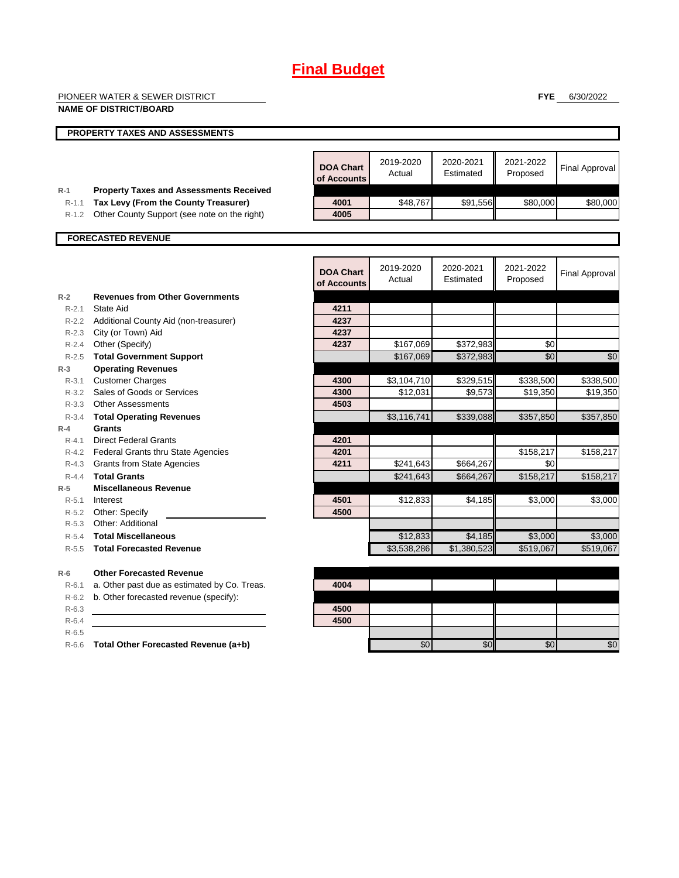# Final Budget

PIONEER WATER & SEWER DISTRICT

**NAME OF DISTRICT/BOARD**

**FYE** 6/30/2022

## PROPERTY TAXES AND ASSESSMENTS

| | | DOA Chart of Accounts | 2019-2020 Actual | 2020-2021 Estimated | 2021-2022 Proposed | Final Approval |
|---|---|---|---|---|---|---|
| R-1 | **Property Taxes and Assessments Received** | | | | | |
| R-1.1 | **Tax Levy (From the County Treasurer)** | 4001 | $48,767 | $91,556 | $80,000 | $80,000 |
| R-1.2 | Other County Support (see note on the right) | 4005 | | | | |

## FORECASTED REVENUE

| | | DOA Chart of Accounts | 2019-2020 Actual | 2020-2021 Estimated | 2021-2022 Proposed | Final Approval |
|---|---|---|---|---|---|---|
| R-2 | **Revenues from Other Governments** | | | | | |
| R-2.1 | State Aid | 4211 | | | | |
| R-2.2 | Additional County Aid (non-treasurer) | 4237 | | | | |
| R-2.3 | City (or Town) Aid | 4237 | | | | |
| R-2.4 | Other (Specify) | 4237 | $167,069 | $372,983 | $0 | |
| R-2.5 | **Total Government Support** | | $167,069 | $372,983 | $0 | $0 |
| R-3 | **Operating Revenues** | | | | | |
| R-3.1 | Customer Charges | 4300 | $3,104,710 | $329,515 | $338,500 | $338,500 |
| R-3.2 | Sales of Goods or Services | 4300 | $12,031 | $9,573 | $19,350 | $19,350 |
| R-3.3 | Other Assessments | 4503 | | | | |
| R-3.4 | **Total Operating Revenues** | | $3,116,741 | $339,088 | $357,850 | $357,850 |
| R-4 | **Grants** | | | | | |
| R-4.1 | Direct Federal Grants | 4201 | | | | |
| R-4.2 | Federal Grants thru State Agencies | 4201 | | | $158,217 | $158,217 |
| R-4.3 | Grants from State Agencies | 4211 | $241,643 | $664,267 | $0 | |
| R-4.4 | **Total Grants** | | $241,643 | $664,267 | $158,217 | $158,217 |
| R-5 | **Miscellaneous Revenue** | | | | | |
| R-5.1 | Interest | 4501 | $12,833 | $4,185 | $3,000 | $3,000 |
| R-5.2 | Other: Specify | 4500 | | | | |
| R-5.3 | Other: Additional | | | | | |
| R-5.4 | **Total Miscellaneous** | | $12,833 | $4,185 | $3,000 | $3,000 |
| R-5.5 | **Total Forecasted Revenue** | | $3,538,286 | $1,380,523 | $519,067 | $519,067 |

| | | DOA Chart of Accounts | 2019-2020 Actual | 2020-2021 Estimated | 2021-2022 Proposed | Final Approval |
|---|---|---|---|---|---|---|
| R-6 | **Other Forecasted Revenue** | | | | | |
| R-6.1 | a. Other past due as estimated by Co. Treas. | 4004 | | | | |
| R-6.2 | b. Other forecasted revenue (specify): | | | | | |
| R-6.3 | | 4500 | | | | |
| R-6.4 | | 4500 | | | | |
| R-6.5 | | | | | | |
| R-6.6 | **Total Other Forecasted Revenue (a+b)** | | $0 | $0 | $0 | $0 |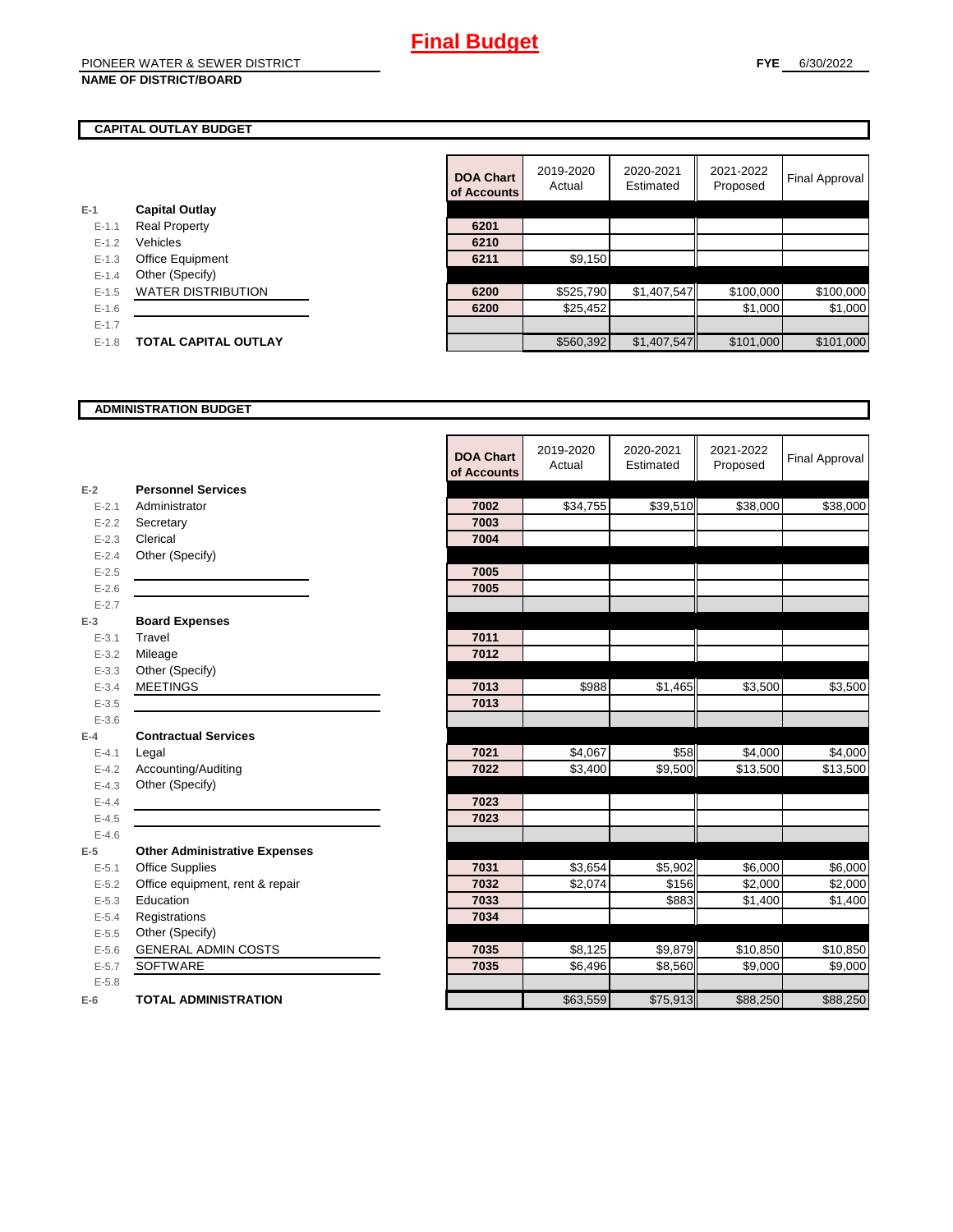# Final Budget

PIONEER WATER & SEWER DISTRICT

**NAME OF DISTRICT/BOARD**

**FYE** 6/30/2022

## CAPITAL OUTLAY BUDGET

| | | DOA Chart of Accounts | 2019-2020 Actual | 2020-2021 Estimated | 2021-2022 Proposed | Final Approval |
|---|---|---|---|---|---|---|
| E-1 | **Capital Outlay** | | | | | |
| E-1.1 | Real Property | 6201 | | | | |
| E-1.2 | Vehicles | 6210 | | | | |
| E-1.3 | Office Equipment | 6211 | $9,150 | | | |
| E-1.4 | Other (Specify) | | | | | |
| E-1.5 | WATER DISTRIBUTION | 6200 | $525,790 | $1,407,547 | $100,000 | $100,000 |
| E-1.6 | | 6200 | $25,452 | | $1,000 | $1,000 |
| E-1.7 | | | | | | |
| E-1.8 | **TOTAL CAPITAL OUTLAY** | | $560,392 | $1,407,547 | $101,000 | $101,000 |

## ADMINISTRATION BUDGET

| | | DOA Chart of Accounts | 2019-2020 Actual | 2020-2021 Estimated | 2021-2022 Proposed | Final Approval |
|---|---|---|---|---|---|---|
| E-2 | **Personnel Services** | | | | | |
| E-2.1 | Administrator | 7002 | $34,755 | $39,510 | $38,000 | $38,000 |
| E-2.2 | Secretary | 7003 | | | | |
| E-2.3 | Clerical | 7004 | | | | |
| E-2.4 | Other (Specify) | | | | | |
| E-2.5 | | 7005 | | | | |
| E-2.6 | | 7005 | | | | |
| E-2.7 | | | | | | |
| E-3 | **Board Expenses** | | | | | |
| E-3.1 | Travel | 7011 | | | | |
| E-3.2 | Mileage | 7012 | | | | |
| E-3.3 | Other (Specify) | | | | | |
| E-3.4 | MEETINGS | 7013 | $988 | $1,465 | $3,500 | $3,500 |
| E-3.5 | | 7013 | | | | |
| E-3.6 | | | | | | |
| E-4 | **Contractual Services** | | | | | |
| E-4.1 | Legal | 7021 | $4,067 | $58 | $4,000 | $4,000 |
| E-4.2 | Accounting/Auditing | 7022 | $3,400 | $9,500 | $13,500 | $13,500 |
| E-4.3 | Other (Specify) | | | | | |
| E-4.4 | | 7023 | | | | |
| E-4.5 | | 7023 | | | | |
| E-4.6 | | | | | | |
| E-5 | **Other Administrative Expenses** | | | | | |
| E-5.1 | Office Supplies | 7031 | $3,654 | $5,902 | $6,000 | $6,000 |
| E-5.2 | Office equipment, rent & repair | 7032 | $2,074 | $156 | $2,000 | $2,000 |
| E-5.3 | Education | 7033 | | $883 | $1,400 | $1,400 |
| E-5.4 | Registrations | 7034 | | | | |
| E-5.5 | Other (Specify) | | | | | |
| E-5.6 | GENERAL ADMIN COSTS | 7035 | $8,125 | $9,879 | $10,850 | $10,850 |
| E-5.7 | SOFTWARE | 7035 | $6,496 | $8,560 | $9,000 | $9,000 |
| E-5.8 | | | | | | |
| E-6 | **TOTAL ADMINISTRATION** | | $63,559 | $75,913 | $88,250 | $88,250 |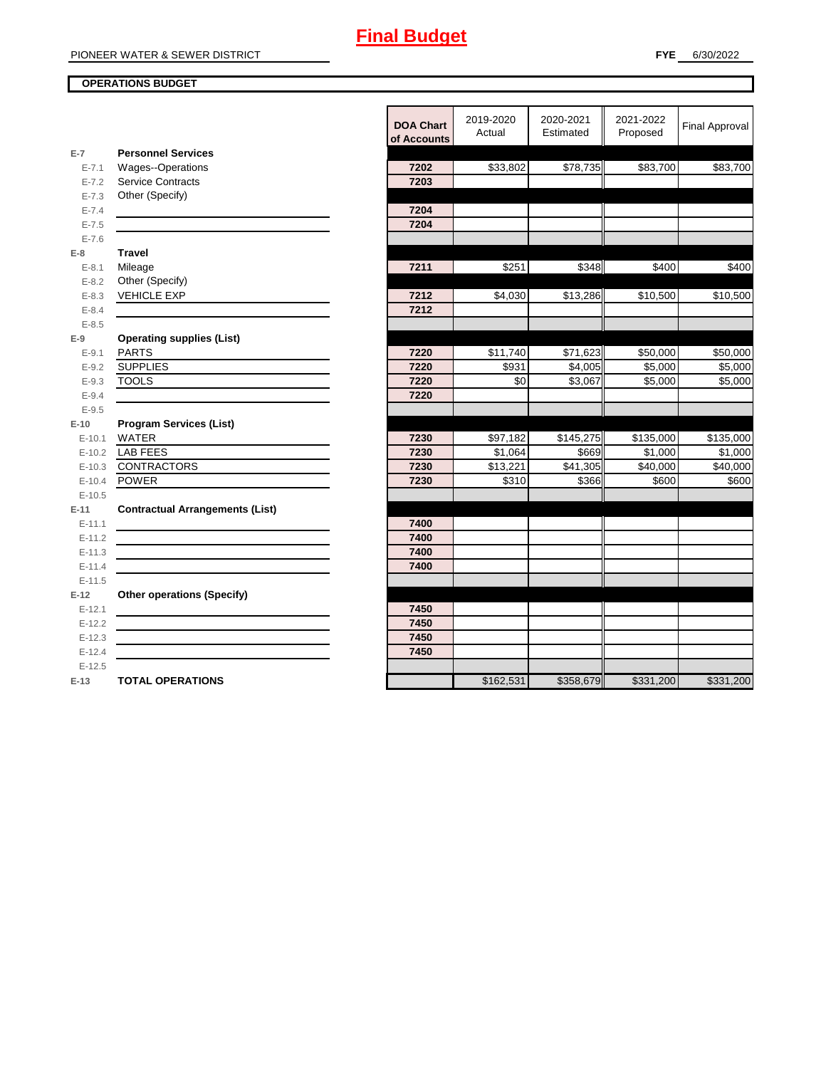# Final Budget

PIONEER WATER & SEWER DISTRICT

**FYE** 6/30/2022

**OPERATIONS BUDGET**

| | | DOA Chart of Accounts | 2019-2020 Actual | 2020-2021 Estimated | 2021-2022 Proposed | Final Approval |
|---|---|---|---|---|---|---|
| **E-7** | **Personnel Services** | | | | | |
| E-7.1 | Wages--Operations | 7202 | $33,802 | $78,735 | $83,700 | $83,700 |
| E-7.2 | Service Contracts | 7203 | | | | |
| E-7.3 | Other (Specify) | | | | | |
| E-7.4 | | 7204 | | | | |
| E-7.5 | | 7204 | | | | |
| E-7.6 | | | | | | |
| **E-8** | **Travel** | | | | | |
| E-8.1 | Mileage | 7211 | $251 | $348 | $400 | $400 |
| E-8.2 | Other (Specify) | | | | | |
| E-8.3 | VEHICLE EXP | 7212 | $4,030 | $13,286 | $10,500 | $10,500 |
| E-8.4 | | 7212 | | | | |
| E-8.5 | | | | | | |
| **E-9** | **Operating supplies (List)** | | | | | |
| E-9.1 | PARTS | 7220 | $11,740 | $71,623 | $50,000 | $50,000 |
| E-9.2 | SUPPLIES | 7220 | $931 | $4,005 | $5,000 | $5,000 |
| E-9.3 | TOOLS | 7220 | $0 | $3,067 | $5,000 | $5,000 |
| E-9.4 | | 7220 | | | | |
| E-9.5 | | | | | | |
| **E-10** | **Program Services (List)** | | | | | |
| E-10.1 | WATER | 7230 | $97,182 | $145,275 | $135,000 | $135,000 |
| E-10.2 | LAB FEES | 7230 | $1,064 | $669 | $1,000 | $1,000 |
| E-10.3 | CONTRACTORS | 7230 | $13,221 | $41,305 | $40,000 | $40,000 |
| E-10.4 | POWER | 7230 | $310 | $366 | $600 | $600 |
| E-10.5 | | | | | | |
| **E-11** | **Contractual Arrangements (List)** | | | | | |
| E-11.1 | | 7400 | | | | |
| E-11.2 | | 7400 | | | | |
| E-11.3 | | 7400 | | | | |
| E-11.4 | | 7400 | | | | |
| E-11.5 | | | | | | |
| **E-12** | **Other operations (Specify)** | | | | | |
| E-12.1 | | 7450 | | | | |
| E-12.2 | | 7450 | | | | |
| E-12.3 | | 7450 | | | | |
| E-12.4 | | 7450 | | | | |
| E-12.5 | | | | | | |
| **E-13** | **TOTAL OPERATIONS** | | $162,531 | $358,679 | $331,200 | $331,200 |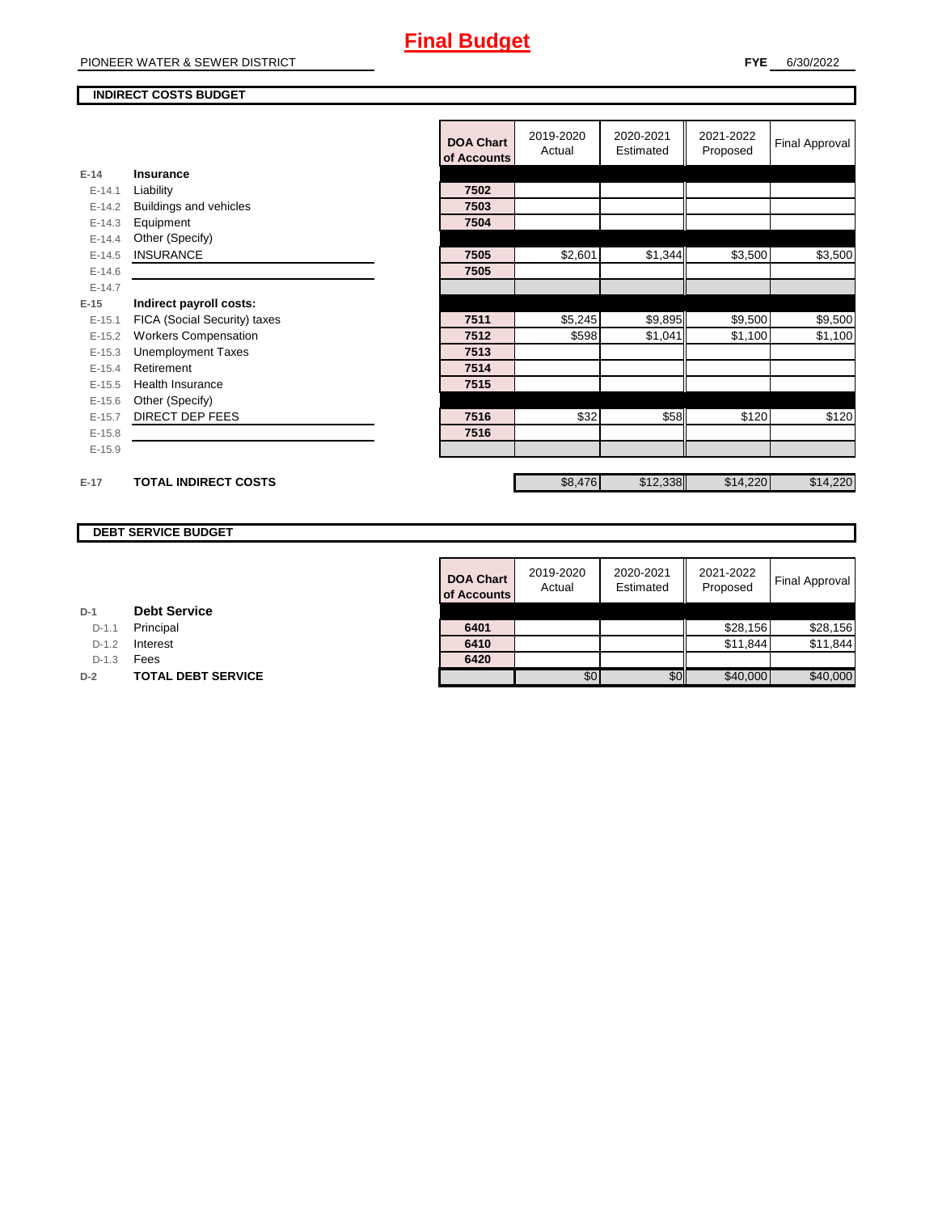# Final Budget

PIONEER WATER & SEWER DISTRICT

**FYE** 6/30/2022

**INDIRECT COSTS BUDGET**

| | | DOA Chart of Accounts | 2019-2020 Actual | 2020-2021 Estimated | 2021-2022 Proposed | Final Approval |
|---|---|---|---|---|---|---|
| E-14 | **Insurance** | | | | | |
| E-14.1 | Liability | 7502 | | | | |
| E-14.2 | Buildings and vehicles | 7503 | | | | |
| E-14.3 | Equipment | 7504 | | | | |
| E-14.4 | Other (Specify) | | | | | |
| E-14.5 | INSURANCE | 7505 | $2,601 | $1,344 | $3,500 | $3,500 |
| E-14.6 | | 7505 | | | | |
| E-14.7 | | | | | | |
| E-15 | **Indirect payroll costs:** | | | | | |
| E-15.1 | FICA (Social Security) taxes | 7511 | $5,245 | $9,895 | $9,500 | $9,500 |
| E-15.2 | Workers Compensation | 7512 | $598 | $1,041 | $1,100 | $1,100 |
| E-15.3 | Unemployment Taxes | 7513 | | | | |
| E-15.4 | Retirement | 7514 | | | | |
| E-15.5 | Health Insurance | 7515 | | | | |
| E-15.6 | Other (Specify) | | | | | |
| E-15.7 | DIRECT DEP FEES | 7516 | $32 | $58 | $120 | $120 |
| E-15.8 | | 7516 | | | | |
| E-15.9 | | | | | | |
| E-17 | **TOTAL INDIRECT COSTS** | | $8,476 | $12,338 | $14,220 | $14,220 |

**DEBT SERVICE BUDGET**

| | | DOA Chart of Accounts | 2019-2020 Actual | 2020-2021 Estimated | 2021-2022 Proposed | Final Approval |
|---|---|---|---|---|---|---|
| D-1 | **Debt Service** | | | | | |
| D-1.1 | Principal | 6401 | | | $28,156 | $28,156 |
| D-1.2 | Interest | 6410 | | | $11,844 | $11,844 |
| D-1.3 | Fees | 6420 | | | | |
| D-2 | **TOTAL DEBT SERVICE** | | $0 | $0 | $40,000 | $40,000 |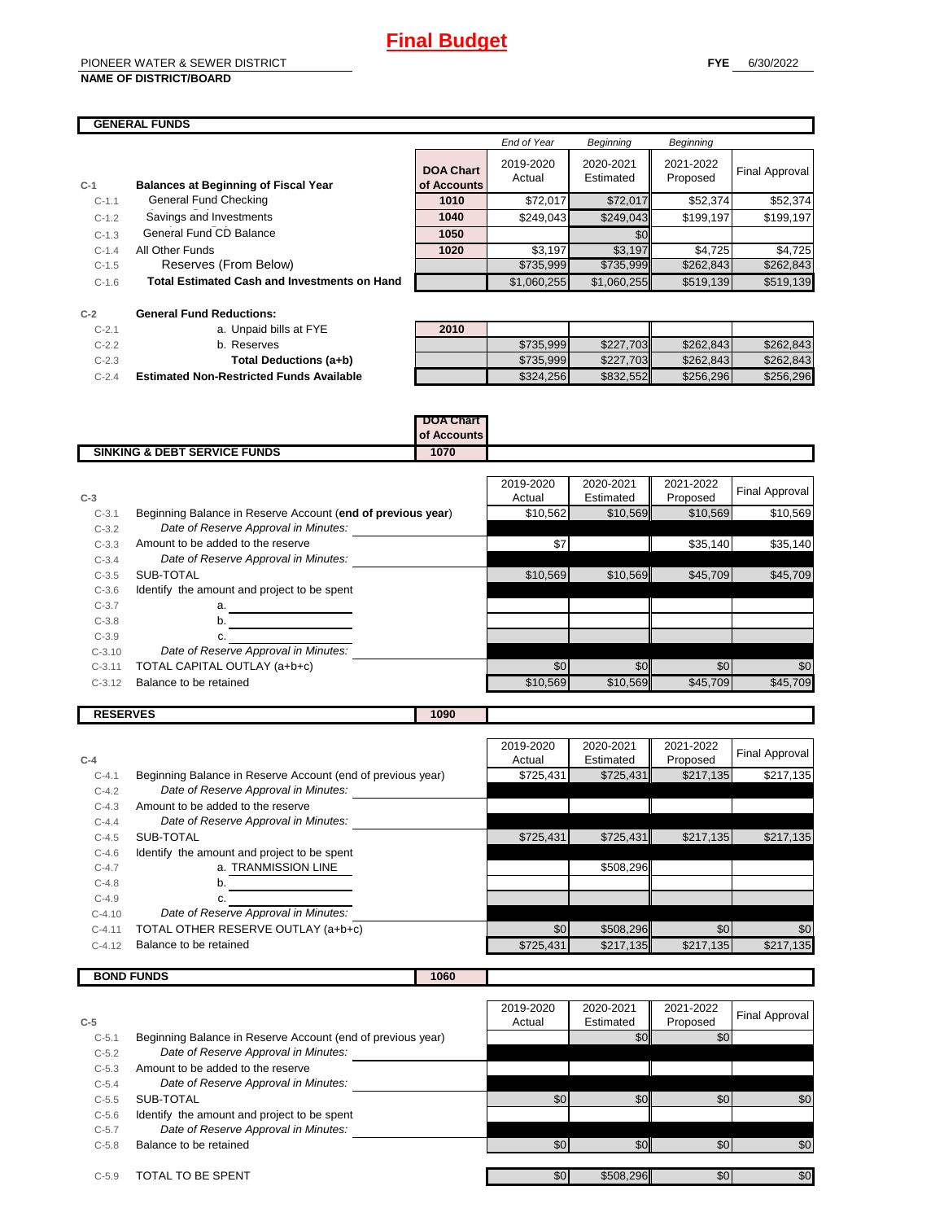# Final Budget

PIONEER WATER & SEWER DISTRICT
**NAME OF DISTRICT/BOARD**

**FYE** 6/30/2022

**GENERAL FUNDS**

| | | DOA Chart of Accounts | End of Year 2019-2020 Actual | Beginning 2020-2021 Estimated | Beginning 2021-2022 Proposed | Final Approval |
|---|---|---|---|---|---|---|
| C-1 | **Balances at Beginning of Fiscal Year** | | | | | |
| C-1.1 | General Fund Checking | 1010 | $72,017 | $72,017 | $52,374 | $52,374 |
| C-1.2 | Savings and Investments | 1040 | $249,043 | $249,043 | $199,197 | $199,197 |
| C-1.3 | General Fund CD Balance | 1050 | | $0 | | |
| C-1.4 | All Other Funds | 1020 | $3,197 | $3,197 | $4,725 | $4,725 |
| C-1.5 | Reserves (From Below) | | $735,999 | $735,999 | $262,843 | $262,843 |
| C-1.6 | **Total Estimated Cash and Investments on Hand** | | $1,060,255 | $1,060,255 | $519,139 | $519,139 |
| C-2 | **General Fund Reductions:** | | | | | |
| C-2.1 | a. Unpaid bills at FYE | 2010 | | | | |
| C-2.2 | b. Reserves | | $735,999 | $227,703 | $262,843 | $262,843 |
| C-2.3 | **Total Deductions (a+b)** | | $735,999 | $227,703 | $262,843 | $262,843 |
| C-2.4 | **Estimated Non-Restricted Funds Available** | | $324,256 | $832,552 | $256,296 | $256,296 |

**SINKING & DEBT SERVICE FUNDS** — DOA Chart of Accounts 1070

| C-3 | | 2019-2020 Actual | 2020-2021 Estimated | 2021-2022 Proposed | Final Approval |
|---|---|---|---|---|---|
| C-3.1 | Beginning Balance in Reserve Account (**end of previous year**) | $10,562 | $10,569 | $10,569 | $10,569 |
| C-3.2 | *Date of Reserve Approval in Minutes:* | | | | |
| C-3.3 | Amount to be added to the reserve | $7 | | $35,140 | $35,140 |
| C-3.4 | *Date of Reserve Approval in Minutes:* | | | | |
| C-3.5 | SUB-TOTAL | $10,569 | $10,569 | $45,709 | $45,709 |
| C-3.6 | Identify the amount and project to be spent | | | | |
| C-3.7 | a. | | | | |
| C-3.8 | b. | | | | |
| C-3.9 | c. | | | | |
| C-3.10 | *Date of Reserve Approval in Minutes:* | | | | |
| C-3.11 | TOTAL CAPITAL OUTLAY (a+b+c) | $0 | $0 | $0 | $0 |
| C-3.12 | Balance to be retained | $10,569 | $10,569 | $45,709 | $45,709 |

**RESERVES** — 1090

| C-4 | | 2019-2020 Actual | 2020-2021 Estimated | 2021-2022 Proposed | Final Approval |
|---|---|---|---|---|---|
| C-4.1 | Beginning Balance in Reserve Account (end of previous year) | $725,431 | $725,431 | $217,135 | $217,135 |
| C-4.2 | *Date of Reserve Approval in Minutes:* | | | | |
| C-4.3 | Amount to be added to the reserve | | | | |
| C-4.4 | *Date of Reserve Approval in Minutes:* | | | | |
| C-4.5 | SUB-TOTAL | $725,431 | $725,431 | $217,135 | $217,135 |
| C-4.6 | Identify the amount and project to be spent | | | | |
| C-4.7 | a. TRANMISSION LINE | | $508,296 | | |
| C-4.8 | b. | | | | |
| C-4.9 | c. | | | | |
| C-4.10 | *Date of Reserve Approval in Minutes:* | | | | |
| C-4.11 | TOTAL OTHER RESERVE OUTLAY (a+b+c) | $0 | $508,296 | $0 | $0 |
| C-4.12 | Balance to be retained | $725,431 | $217,135 | $217,135 | $217,135 |

**BOND FUNDS** — 1060

| C-5 | | 2019-2020 Actual | 2020-2021 Estimated | 2021-2022 Proposed | Final Approval |
|---|---|---|---|---|---|
| C-5.1 | Beginning Balance in Reserve Account (end of previous year) | | $0 | $0 | |
| C-5.2 | *Date of Reserve Approval in Minutes:* | | | | |
| C-5.3 | Amount to be added to the reserve | | | | |
| C-5.4 | *Date of Reserve Approval in Minutes:* | | | | |
| C-5.5 | SUB-TOTAL | $0 | $0 | $0 | $0 |
| C-5.6 | Identify the amount and project to be spent | | | | |
| C-5.7 | *Date of Reserve Approval in Minutes:* | | | | |
| C-5.8 | Balance to be retained | $0 | $0 | $0 | $0 |
| C-5.9 | TOTAL TO BE SPENT | $0 | $508,296 | $0 | $0 |